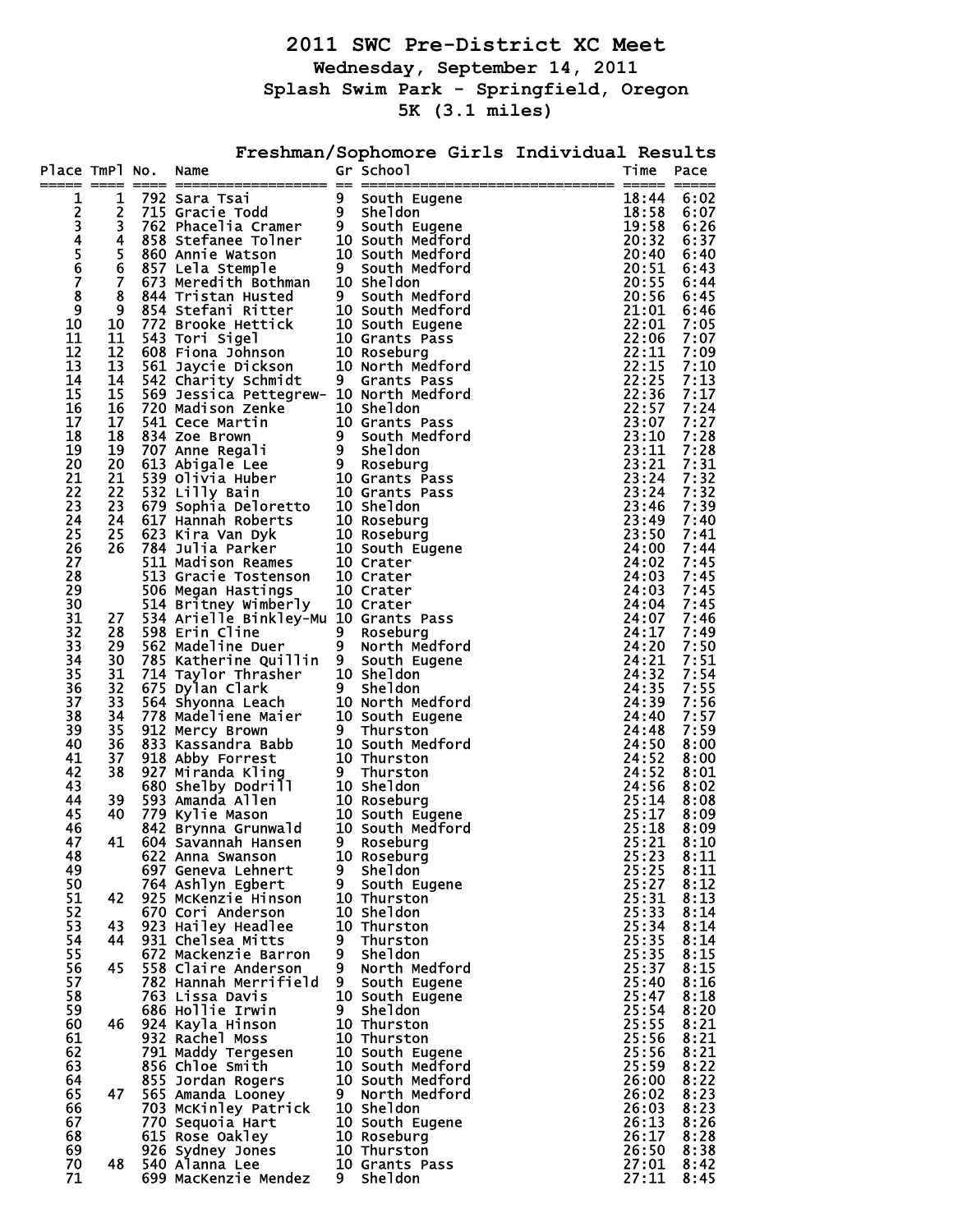# 2011 SWC Pre-District XC Meet

## Wednesday, September 14, 2011

## Splash Swim Park - Springfield, Oregon

## 5K (3.1 miles)

### Freshman/Sophomore Girls Individual Results

| Place | TmPl | No. | Name | Gr | School | Time | Pace |
|---|---|---|---|---|---|---|---|
| 1 | 1 | 792 | Sara Tsai | 9 | South Eugene | 18:44 | 6:02 |
| 2 | 2 | 715 | Gracie Todd | 9 | Sheldon | 18:58 | 6:07 |
| 3 | 3 | 762 | Phacelia Cramer | 9 | South Eugene | 19:58 | 6:26 |
| 4 | 4 | 858 | Stefanee Tolner | 10 | South Medford | 20:32 | 6:37 |
| 5 | 5 | 860 | Annie Watson | 10 | South Medford | 20:40 | 6:40 |
| 6 | 6 | 857 | Lela Stemple | 9 | South Medford | 20:51 | 6:43 |
| 7 | 7 | 673 | Meredith Bothman | 10 | Sheldon | 20:55 | 6:44 |
| 8 | 8 | 844 | Tristan Husted | 9 | South Medford | 20:56 | 6:45 |
| 9 | 9 | 854 | Stefani Ritter | 10 | South Medford | 21:01 | 6:46 |
| 10 | 10 | 772 | Brooke Hettick | 10 | South Eugene | 22:01 | 7:05 |
| 11 | 11 | 543 | Tori Sigel | 10 | Grants Pass | 22:06 | 7:07 |
| 12 | 12 | 608 | Fiona Johnson | 10 | Roseburg | 22:11 | 7:09 |
| 13 | 13 | 561 | Jaycie Dickson | 10 | North Medford | 22:15 | 7:10 |
| 14 | 14 | 542 | Charity Schmidt | 9 | Grants Pass | 22:25 | 7:13 |
| 15 | 15 | 569 | Jessica Pettegrew- | 10 | North Medford | 22:36 | 7:17 |
| 16 | 16 | 720 | Madison Zenke | 10 | Sheldon | 22:57 | 7:24 |
| 17 | 17 | 541 | Cece Martin | 10 | Grants Pass | 23:07 | 7:27 |
| 18 | 18 | 834 | Zoe Brown | 9 | South Medford | 23:10 | 7:28 |
| 19 | 19 | 707 | Anne Regali | 9 | Sheldon | 23:11 | 7:28 |
| 20 | 20 | 613 | Abigale Lee | 9 | Roseburg | 23:21 | 7:31 |
| 21 | 21 | 539 | Olivia Huber | 10 | Grants Pass | 23:24 | 7:32 |
| 22 | 22 | 532 | Lilly Bain | 10 | Grants Pass | 23:24 | 7:32 |
| 23 | 23 | 679 | Sophia Deloretto | 10 | Sheldon | 23:46 | 7:39 |
| 24 | 24 | 617 | Hannah Roberts | 10 | Roseburg | 23:49 | 7:40 |
| 25 | 25 | 623 | Kira Van Dyk | 10 | Roseburg | 23:50 | 7:41 |
| 26 | 26 | 784 | Julia Parker | 10 | South Eugene | 24:00 | 7:44 |
| 27 | | 511 | Madison Reames | 10 | Crater | 24:02 | 7:45 |
| 28 | | 513 | Gracie Tostenson | 10 | Crater | 24:03 | 7:45 |
| 29 | | 506 | Megan Hastings | 10 | Crater | 24:03 | 7:45 |
| 30 | | 514 | Britney Wimberly | 10 | Crater | 24:04 | 7:45 |
| 31 | 27 | 534 | Arielle Binkley-Mu | 10 | Grants Pass | 24:07 | 7:46 |
| 32 | 28 | 598 | Erin Cline | 9 | Roseburg | 24:17 | 7:49 |
| 33 | 29 | 562 | Madeline Duer | 9 | North Medford | 24:20 | 7:50 |
| 34 | 30 | 785 | Katherine Quillin | 9 | South Eugene | 24:21 | 7:51 |
| 35 | 31 | 714 | Taylor Thrasher | 10 | Sheldon | 24:32 | 7:54 |
| 36 | 32 | 675 | Dylan Clark | 9 | Sheldon | 24:35 | 7:55 |
| 37 | 33 | 564 | Shyonna Leach | 10 | North Medford | 24:39 | 7:56 |
| 38 | 34 | 778 | Madeliene Maier | 10 | South Eugene | 24:40 | 7:57 |
| 39 | 35 | 912 | Mercy Brown | 9 | Thurston | 24:48 | 7:59 |
| 40 | 36 | 833 | Kassandra Babb | 10 | South Medford | 24:50 | 8:00 |
| 41 | 37 | 918 | Abby Forrest | 10 | Thurston | 24:52 | 8:00 |
| 42 | 38 | 927 | Miranda Kling | 9 | Thurston | 24:52 | 8:01 |
| 43 | | 680 | Shelby Dodrill | 10 | Sheldon | 24:56 | 8:02 |
| 44 | 39 | 593 | Amanda Allen | 10 | Roseburg | 25:14 | 8:08 |
| 45 | 40 | 779 | Kylie Mason | 10 | South Eugene | 25:17 | 8:09 |
| 46 | | 842 | Brynna Grunwald | 10 | South Medford | 25:18 | 8:09 |
| 47 | 41 | 604 | Savannah Hansen | 9 | Roseburg | 25:21 | 8:10 |
| 48 | | 622 | Anna Swanson | 10 | Roseburg | 25:23 | 8:11 |
| 49 | | 697 | Geneva Lehnert | 9 | Sheldon | 25:25 | 8:11 |
| 50 | | 764 | Ashlyn Egbert | 9 | South Eugene | 25:27 | 8:12 |
| 51 | 42 | 925 | McKenzie Hinson | 10 | Thurston | 25:31 | 8:13 |
| 52 | | 670 | Cori Anderson | 10 | Sheldon | 25:33 | 8:14 |
| 53 | 43 | 923 | Hailey Headlee | 10 | Thurston | 25:34 | 8:14 |
| 54 | 44 | 931 | Chelsea Mitts | 9 | Thurston | 25:35 | 8:14 |
| 55 | | 672 | Mackenzie Barron | 9 | Sheldon | 25:35 | 8:15 |
| 56 | 45 | 558 | Claire Anderson | 9 | North Medford | 25:37 | 8:15 |
| 57 | | 782 | Hannah Merrifield | 9 | South Eugene | 25:40 | 8:16 |
| 58 | | 763 | Lissa Davis | 10 | South Eugene | 25:47 | 8:18 |
| 59 | | 686 | Hollie Irwin | 9 | Sheldon | 25:54 | 8:20 |
| 60 | 46 | 924 | Kayla Hinson | 10 | Thurston | 25:55 | 8:21 |
| 61 | | 932 | Rachel Moss | 10 | Thurston | 25:56 | 8:21 |
| 62 | | 791 | Maddy Tergesen | 10 | South Eugene | 25:56 | 8:21 |
| 63 | | 856 | Chloe Smith | 10 | South Medford | 25:59 | 8:22 |
| 64 | | 855 | Jordan Rogers | 10 | South Medford | 26:00 | 8:22 |
| 65 | 47 | 565 | Amanda Looney | 9 | North Medford | 26:02 | 8:23 |
| 66 | | 703 | McKinley Patrick | 10 | Sheldon | 26:03 | 8:23 |
| 67 | | 770 | Sequoia Hart | 10 | South Eugene | 26:13 | 8:26 |
| 68 | | 615 | Rose Oakley | 10 | Roseburg | 26:17 | 8:28 |
| 69 | | 926 | Sydney Jones | 10 | Thurston | 26:50 | 8:38 |
| 70 | 48 | 540 | Alanna Lee | 10 | Grants Pass | 27:01 | 8:42 |
| 71 | | 699 | MacKenzie Mendez | 9 | Sheldon | 27:11 | 8:45 |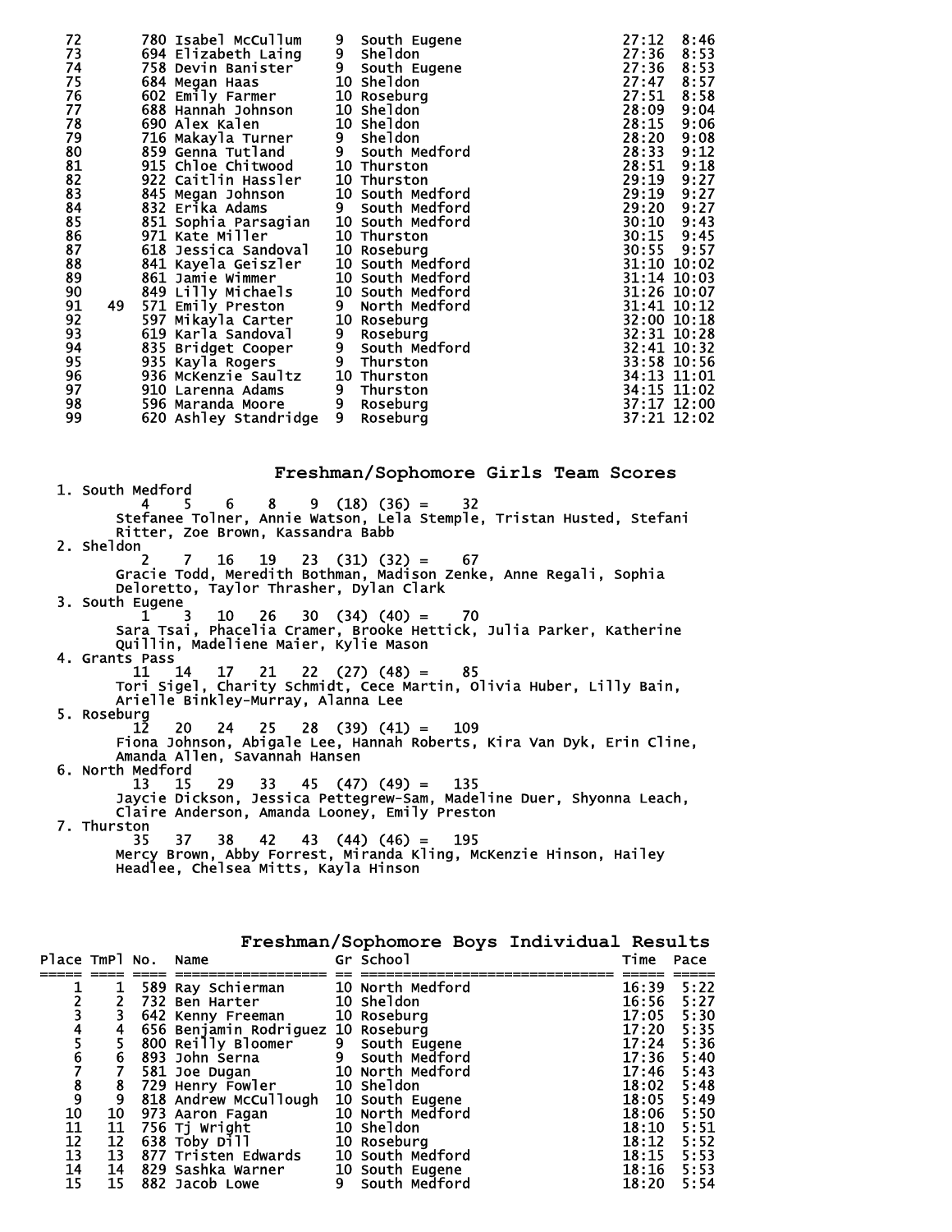| Place | TmPl | No. | Name | Gr | School | Time | Pace |
|---|---|---|---|---|---|---|---|
| 72 | | 780 | Isabel McCullum | 9 | South Eugene | 27:12 | 8:46 |
| 73 | | 694 | Elizabeth Laing | 9 | Sheldon | 27:36 | 8:53 |
| 74 | | 758 | Devin Banister | 9 | South Eugene | 27:36 | 8:53 |
| 75 | | 684 | Megan Haas | 10 | Sheldon | 27:47 | 8:57 |
| 76 | | 602 | Emily Farmer | 10 | Roseburg | 27:51 | 8:58 |
| 77 | | 688 | Hannah Johnson | 10 | Sheldon | 28:09 | 9:04 |
| 78 | | 690 | Alex Kalen | 10 | Sheldon | 28:15 | 9:06 |
| 79 | | 716 | Makayla Turner | 9 | Sheldon | 28:20 | 9:08 |
| 80 | | 859 | Genna Tutland | 9 | South Medford | 28:33 | 9:12 |
| 81 | | 915 | Chloe Chitwood | 10 | Thurston | 28:51 | 9:18 |
| 82 | | 922 | Caitlin Hassler | 10 | Thurston | 29:19 | 9:27 |
| 83 | | 845 | Megan Johnson | 10 | South Medford | 29:19 | 9:27 |
| 84 | | 832 | Erika Adams | 9 | South Medford | 29:20 | 9:27 |
| 85 | | 851 | Sophia Parsagian | 10 | South Medford | 30:10 | 9:43 |
| 86 | | 971 | Kate Miller | 10 | Thurston | 30:15 | 9:45 |
| 87 | | 618 | Jessica Sandoval | 10 | Roseburg | 30:55 | 9:57 |
| 88 | | 841 | Kayela Geiszler | 10 | South Medford | 31:10 | 10:02 |
| 89 | | 861 | Jamie Wimmer | 10 | South Medford | 31:14 | 10:03 |
| 90 | | 849 | Lilly Michaels | 10 | South Medford | 31:26 | 10:07 |
| 91 | 49 | 571 | Emily Preston | 9 | North Medford | 31:41 | 10:12 |
| 92 | | 597 | Mikayla Carter | 10 | Roseburg | 32:00 | 10:18 |
| 93 | | 619 | Karla Sandoval | 9 | Roseburg | 32:31 | 10:28 |
| 94 | | 835 | Bridget Cooper | 9 | South Medford | 32:41 | 10:32 |
| 95 | | 935 | Kayla Rogers | 9 | Thurston | 33:58 | 10:56 |
| 96 | | 936 | McKenzie Saultz | 10 | Thurston | 34:13 | 11:01 |
| 97 | | 910 | Larenna Adams | 9 | Thurston | 34:15 | 11:02 |
| 98 | | 596 | Maranda Moore | 9 | Roseburg | 37:17 | 12:00 |
| 99 | | 620 | Ashley Standridge | 9 | Roseburg | 37:21 | 12:02 |

## Freshman/Sophomore Girls Team Scores

1. South Medford
   4 5 6 8 9 (18) (36) = 32
   Stefanee Tolner, Annie Watson, Lela Stemple, Tristan Husted, Stefani Ritter, Zoe Brown, Kassandra Babb
2. Sheldon
   2 7 16 19 23 (31) (32) = 67
   Gracie Todd, Meredith Bothman, Madison Zenke, Anne Regali, Sophia Deloretto, Taylor Thrasher, Dylan Clark
3. South Eugene
   1 3 10 26 30 (34) (40) = 70
   Sara Tsai, Phacelia Cramer, Brooke Hettick, Julia Parker, Katherine Quillin, Madeliene Maier, Kylie Mason
4. Grants Pass
   11 14 17 21 22 (27) (48) = 85
   Tori Sigel, Charity Schmidt, Cece Martin, Olivia Huber, Lilly Bain, Arielle Binkley-Murray, Alanna Lee
5. Roseburg
   12 20 24 25 28 (39) (41) = 109
   Fiona Johnson, Abigale Lee, Hannah Roberts, Kira Van Dyk, Erin Cline, Amanda Allen, Savannah Hansen
6. North Medford
   13 15 29 33 45 (47) (49) = 135
   Jaycie Dickson, Jessica Pettegrew-Sam, Madeline Duer, Shyonna Leach, Claire Anderson, Amanda Looney, Emily Preston
7. Thurston
   35 37 38 42 43 (44) (46) = 195
   Mercy Brown, Abby Forrest, Miranda Kling, McKenzie Hinson, Hailey Headlee, Chelsea Mitts, Kayla Hinson

## Freshman/Sophomore Boys Individual Results

| Place | TmPl | No. | Name | Gr | School | Time | Pace |
|---|---|---|---|---|---|---|---|
| 1 | 1 | 589 | Ray Schierman | 10 | North Medford | 16:39 | 5:22 |
| 2 | 2 | 732 | Ben Harter | 10 | Sheldon | 16:56 | 5:27 |
| 3 | 3 | 642 | Kenny Freeman | 10 | Roseburg | 17:05 | 5:30 |
| 4 | 4 | 656 | Benjamin Rodriguez | 10 | Roseburg | 17:20 | 5:35 |
| 5 | 5 | 800 | Reilly Bloomer | 9 | South Eugene | 17:24 | 5:36 |
| 6 | 6 | 893 | John Serna | 9 | South Medford | 17:36 | 5:40 |
| 7 | 7 | 581 | Joe Dugan | 10 | North Medford | 17:46 | 5:43 |
| 8 | 8 | 729 | Henry Fowler | 10 | Sheldon | 18:02 | 5:48 |
| 9 | 9 | 818 | Andrew McCullough | 10 | South Eugene | 18:05 | 5:49 |
| 10 | 10 | 973 | Aaron Fagan | 10 | North Medford | 18:06 | 5:50 |
| 11 | 11 | 756 | Tj Wright | 10 | Sheldon | 18:10 | 5:51 |
| 12 | 12 | 638 | Toby Dill | 10 | Roseburg | 18:12 | 5:52 |
| 13 | 13 | 877 | Tristen Edwards | 10 | South Medford | 18:15 | 5:53 |
| 14 | 14 | 829 | Sashka Warner | 10 | South Eugene | 18:16 | 5:53 |
| 15 | 15 | 882 | Jacob Lowe | 9 | South Medford | 18:20 | 5:54 |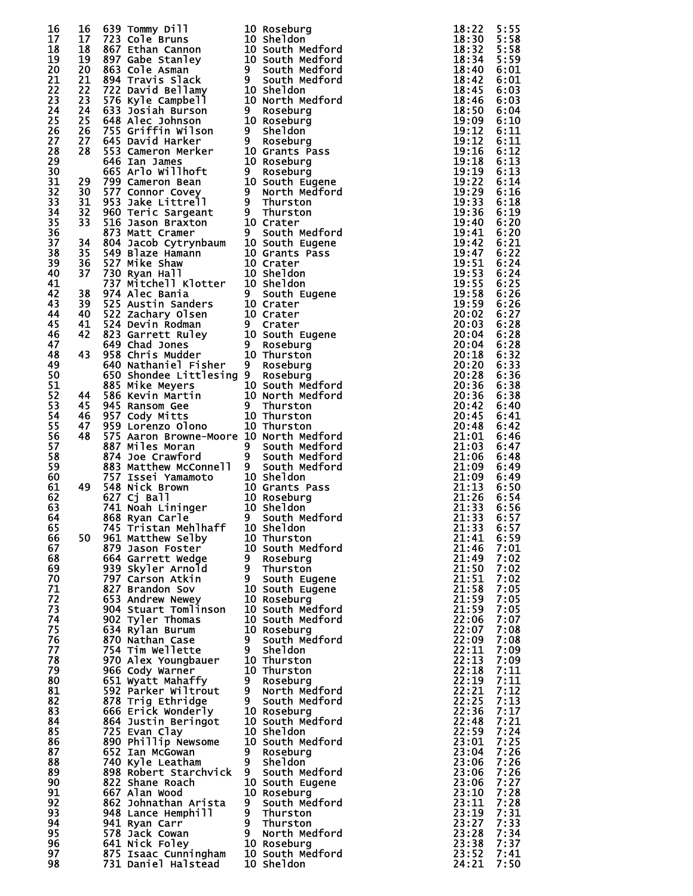| | | | | | | | |
|---|---|---|---|---|---|---|---|
| 16 | 16 | 639 | Tommy Dill | 10 | Roseburg | 18:22 | 5:55 |
| 17 | 17 | 723 | Cole Bruns | 10 | Sheldon | 18:30 | 5:58 |
| 18 | 18 | 867 | Ethan Cannon | 10 | South Medford | 18:32 | 5:58 |
| 19 | 19 | 897 | Gabe Stanley | 10 | South Medford | 18:34 | 5:59 |
| 20 | 20 | 863 | Cole Asman | 9 | South Medford | 18:40 | 6:01 |
| 21 | 21 | 894 | Travis Slack | 9 | South Medford | 18:42 | 6:01 |
| 22 | 22 | 722 | David Bellamy | 10 | Sheldon | 18:45 | 6:03 |
| 23 | 23 | 576 | Kyle Campbell | 10 | North Medford | 18:46 | 6:03 |
| 24 | 24 | 633 | Josiah Burson | 9 | Roseburg | 18:50 | 6:04 |
| 25 | 25 | 648 | Alec Johnson | 10 | Roseburg | 19:09 | 6:10 |
| 26 | 26 | 755 | Griffin Wilson | 9 | Sheldon | 19:12 | 6:11 |
| 27 | 27 | 645 | David Harker | 9 | Roseburg | 19:12 | 6:11 |
| 28 | 28 | 553 | Cameron Merker | 10 | Grants Pass | 19:16 | 6:12 |
| 29 | | 646 | Ian James | 10 | Roseburg | 19:18 | 6:13 |
| 30 | | 665 | Arlo Willhoft | 9 | Roseburg | 19:19 | 6:13 |
| 31 | 29 | 799 | Cameron Bean | 10 | South Eugene | 19:22 | 6:14 |
| 32 | 30 | 577 | Connor Covey | 9 | North Medford | 19:29 | 6:16 |
| 33 | 31 | 953 | Jake Littrell | 9 | Thurston | 19:33 | 6:18 |
| 34 | 32 | 960 | Teric Sargeant | 9 | Thurston | 19:36 | 6:19 |
| 35 | 33 | 516 | Jason Braxton | 10 | Crater | 19:40 | 6:20 |
| 36 | | 873 | Matt Cramer | 9 | South Medford | 19:41 | 6:20 |
| 37 | 34 | 804 | Jacob Cytrynbaum | 10 | South Eugene | 19:42 | 6:21 |
| 38 | 35 | 549 | Blaze Hamann | 10 | Grants Pass | 19:47 | 6:22 |
| 39 | 36 | 527 | Mike Shaw | 10 | Crater | 19:51 | 6:24 |
| 40 | 37 | 730 | Ryan Hall | 10 | Sheldon | 19:53 | 6:24 |
| 41 | | 737 | Mitchell Klotter | 10 | Sheldon | 19:55 | 6:25 |
| 42 | 38 | 974 | Alec Bania | 9 | South Eugene | 19:58 | 6:26 |
| 43 | 39 | 525 | Austin Sanders | 10 | Crater | 19:59 | 6:26 |
| 44 | 40 | 522 | Zachary Olsen | 10 | Crater | 20:02 | 6:27 |
| 45 | 41 | 524 | Devin Rodman | 9 | Crater | 20:03 | 6:28 |
| 46 | 42 | 823 | Garrett Ruley | 10 | South Eugene | 20:04 | 6:28 |
| 47 | | 649 | Chad Jones | 9 | Roseburg | 20:04 | 6:28 |
| 48 | 43 | 958 | Chris Mudder | 10 | Thurston | 20:18 | 6:32 |
| 49 | | 640 | Nathaniel Fisher | 9 | Roseburg | 20:20 | 6:33 |
| 50 | | 650 | Shondee Littlesing | 9 | Roseburg | 20:28 | 6:36 |
| 51 | | 885 | Mike Meyers | 10 | South Medford | 20:36 | 6:38 |
| 52 | 44 | 586 | Kevin Martin | 10 | North Medford | 20:36 | 6:38 |
| 53 | 45 | 945 | Ransom Gee | 9 | Thurston | 20:42 | 6:40 |
| 54 | 46 | 957 | Cody Mitts | 10 | Thurston | 20:45 | 6:41 |
| 55 | 47 | 959 | Lorenzo Olono | 10 | Thurston | 20:48 | 6:42 |
| 56 | 48 | 575 | Aaron Browne-Moore | 10 | North Medford | 21:01 | 6:46 |
| 57 | | 887 | Miles Moran | 9 | South Medford | 21:03 | 6:47 |
| 58 | | 874 | Joe Crawford | 9 | South Medford | 21:06 | 6:48 |
| 59 | | 883 | Matthew McConnell | 9 | South Medford | 21:09 | 6:49 |
| 60 | | 757 | Issei Yamamoto | 10 | Sheldon | 21:09 | 6:49 |
| 61 | 49 | 548 | Nick Brown | 10 | Grants Pass | 21:13 | 6:50 |
| 62 | | 627 | Cj Ball | 10 | Roseburg | 21:26 | 6:54 |
| 63 | | 741 | Noah Lininger | 10 | Sheldon | 21:33 | 6:56 |
| 64 | | 868 | Ryan Carle | 9 | South Medford | 21:33 | 6:57 |
| 65 | | 745 | Tristan Mehlhaff | 10 | Sheldon | 21:33 | 6:57 |
| 66 | 50 | 961 | Matthew Selby | 10 | Thurston | 21:41 | 6:59 |
| 67 | | 879 | Jason Foster | 10 | South Medford | 21:46 | 7:01 |
| 68 | | 664 | Garrett Wedge | 9 | Roseburg | 21:49 | 7:02 |
| 69 | | 939 | Skyler Arnold | 9 | Thurston | 21:50 | 7:02 |
| 70 | | 797 | Carson Atkin | 9 | South Eugene | 21:51 | 7:02 |
| 71 | | 827 | Brandon Sov | 10 | South Eugene | 21:58 | 7:05 |
| 72 | | 653 | Andrew Newey | 10 | Roseburg | 21:59 | 7:05 |
| 73 | | 904 | Stuart Tomlinson | 10 | South Medford | 21:59 | 7:05 |
| 74 | | 902 | Tyler Thomas | 10 | South Medford | 22:06 | 7:07 |
| 75 | | 634 | Rylan Burum | 10 | Roseburg | 22:07 | 7:08 |
| 76 | | 870 | Nathan Case | 9 | South Medford | 22:09 | 7:08 |
| 77 | | 754 | Tim Wellette | 9 | Sheldon | 22:11 | 7:09 |
| 78 | | 970 | Alex Youngbauer | 10 | Thurston | 22:13 | 7:09 |
| 79 | | 966 | Cody Warner | 10 | Thurston | 22:18 | 7:11 |
| 80 | | 651 | Wyatt Mahaffy | 9 | Roseburg | 22:19 | 7:11 |
| 81 | | 592 | Parker Wiltrout | 9 | North Medford | 22:21 | 7:12 |
| 82 | | 878 | Trig Ethridge | 9 | South Medford | 22:25 | 7:13 |
| 83 | | 666 | Erick Wonderly | 10 | Roseburg | 22:36 | 7:17 |
| 84 | | 864 | Justin Beringot | 10 | South Medford | 22:48 | 7:21 |
| 85 | | 725 | Evan Clay | 10 | Sheldon | 22:59 | 7:24 |
| 86 | | 890 | Phillip Newsome | 10 | South Medford | 23:01 | 7:25 |
| 87 | | 652 | Ian McGowan | 9 | Roseburg | 23:04 | 7:26 |
| 88 | | 740 | Kyle Leatham | 9 | Sheldon | 23:06 | 7:26 |
| 89 | | 898 | Robert Starchvick | 9 | South Medford | 23:06 | 7:26 |
| 90 | | 822 | Shane Roach | 10 | South Eugene | 23:06 | 7:27 |
| 91 | | 667 | Alan Wood | 10 | Roseburg | 23:10 | 7:28 |
| 92 | | 862 | Johnathan Arista | 9 | South Medford | 23:11 | 7:28 |
| 93 | | 948 | Lance Hemphill | 9 | Thurston | 23:19 | 7:31 |
| 94 | | 941 | Ryan Carr | 9 | Thurston | 23:27 | 7:33 |
| 95 | | 578 | Jack Cowan | 9 | North Medford | 23:28 | 7:34 |
| 96 | | 641 | Nick Foley | 10 | Roseburg | 23:38 | 7:37 |
| 97 | | 875 | Isaac Cunningham | 10 | South Medford | 23:52 | 7:41 |
| 98 | | 731 | Daniel Halstead | 10 | Sheldon | 24:21 | 7:50 |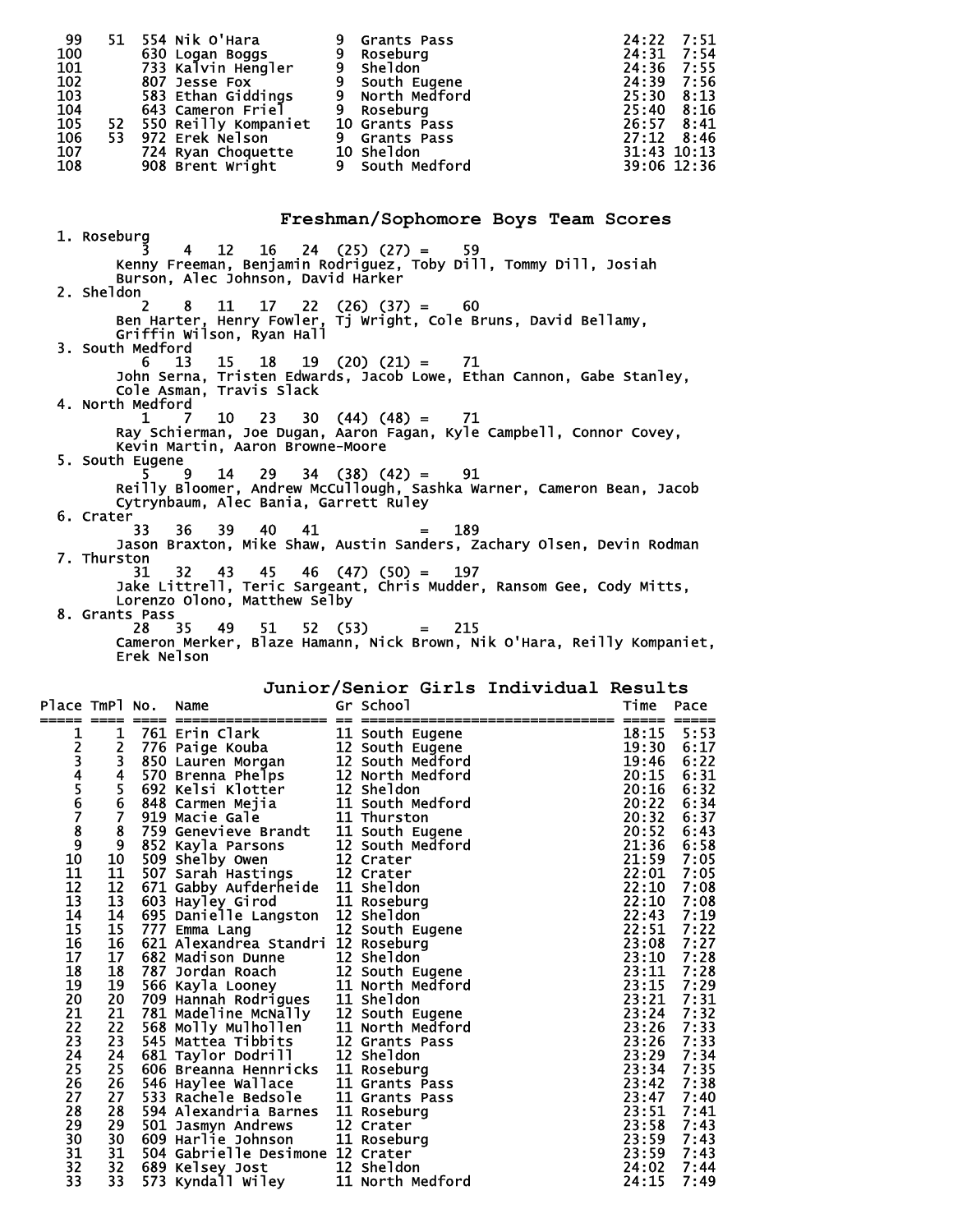| Place | TmPl | No. | Name | Gr | School | Time | Pace |
|---|---|---|---|---|---|---|---|
| 99 | 51 | 554 | Nik O'Hara | 9 | Grants Pass | 24:22 | 7:51 |
| 100 | | 630 | Logan Boggs | 9 | Roseburg | 24:31 | 7:54 |
| 101 | | 733 | Kalvin Hengler | 9 | Sheldon | 24:36 | 7:55 |
| 102 | | 807 | Jesse Fox | 9 | South Eugene | 24:39 | 7:56 |
| 103 | | 583 | Ethan Giddings | 9 | North Medford | 25:30 | 8:13 |
| 104 | | 643 | Cameron Friel | 9 | Roseburg | 25:40 | 8:16 |
| 105 | 52 | 550 | Reilly Kompaniet | 10 | Grants Pass | 26:57 | 8:41 |
| 106 | 53 | 972 | Erek Nelson | 9 | Grants Pass | 27:12 | 8:46 |
| 107 | | 724 | Ryan Choquette | 10 | Sheldon | 31:43 | 10:13 |
| 108 | | 908 | Brent Wright | 9 | South Medford | 39:06 | 12:36 |

## Freshman/Sophomore Boys Team Scores

1. Roseburg
   3 4 12 16 24 (25) (27) = 59
   Kenny Freeman, Benjamin Rodriguez, Toby Dill, Tommy Dill, Josiah Burson, Alec Johnson, David Harker
2. Sheldon
   2 8 11 17 22 (26) (37) = 60
   Ben Harter, Henry Fowler, Tj Wright, Cole Bruns, David Bellamy, Griffin Wilson, Ryan Hall
3. South Medford
   6 13 15 18 19 (20) (21) = 71
   John Serna, Tristen Edwards, Jacob Lowe, Ethan Cannon, Gabe Stanley, Cole Asman, Travis Slack
4. North Medford
   1 7 10 23 30 (44) (48) = 71
   Ray Schierman, Joe Dugan, Aaron Fagan, Kyle Campbell, Connor Covey, Kevin Martin, Aaron Browne-Moore
5. South Eugene
   5 9 14 29 34 (38) (42) = 91
   Reilly Bloomer, Andrew McCullough, Sashka Warner, Cameron Bean, Jacob Cytrynbaum, Alec Bania, Garrett Ruley
6. Crater
   33 36 39 40 41 = 189
   Jason Braxton, Mike Shaw, Austin Sanders, Zachary Olsen, Devin Rodman
7. Thurston
   31 32 43 45 46 (47) (50) = 197
   Jake Littrell, Teric Sargeant, Chris Mudder, Ransom Gee, Cody Mitts, Lorenzo Olono, Matthew Selby
8. Grants Pass
   28 35 49 51 52 (53) = 215
   Cameron Merker, Blaze Hamann, Nick Brown, Nik O'Hara, Reilly Kompaniet, Erek Nelson

## Junior/Senior Girls Individual Results

| Place | TmPl | No. | Name | Gr | School | Time | Pace |
|---|---|---|---|---|---|---|---|
| 1 | 1 | 761 | Erin Clark | 11 | South Eugene | 18:15 | 5:53 |
| 2 | 2 | 776 | Paige Kouba | 12 | South Eugene | 19:30 | 6:17 |
| 3 | 3 | 850 | Lauren Morgan | 12 | South Medford | 19:46 | 6:22 |
| 4 | 4 | 570 | Brenna Phelps | 12 | North Medford | 20:15 | 6:31 |
| 5 | 5 | 692 | Kelsi Klotter | 12 | Sheldon | 20:16 | 6:32 |
| 6 | 6 | 848 | Carmen Mejia | 11 | South Medford | 20:22 | 6:34 |
| 7 | 7 | 919 | Macie Gale | 11 | Thurston | 20:32 | 6:37 |
| 8 | 8 | 759 | Genevieve Brandt | 11 | South Eugene | 20:52 | 6:43 |
| 9 | 9 | 852 | Kayla Parsons | 12 | South Medford | 21:36 | 6:58 |
| 10 | 10 | 509 | Shelby Owen | 12 | Crater | 21:59 | 7:05 |
| 11 | 11 | 507 | Sarah Hastings | 12 | Crater | 22:01 | 7:05 |
| 12 | 12 | 671 | Gabby Aufderheide | 11 | Sheldon | 22:10 | 7:08 |
| 13 | 13 | 603 | Hayley Girod | 11 | Roseburg | 22:10 | 7:08 |
| 14 | 14 | 695 | Danielle Langston | 12 | Sheldon | 22:43 | 7:19 |
| 15 | 15 | 777 | Emma Lang | 12 | South Eugene | 22:51 | 7:22 |
| 16 | 16 | 621 | Alexandrea Standri | 12 | Roseburg | 23:08 | 7:27 |
| 17 | 17 | 682 | Madison Dunne | 12 | Sheldon | 23:10 | 7:28 |
| 18 | 18 | 787 | Jordan Roach | 12 | South Eugene | 23:11 | 7:28 |
| 19 | 19 | 566 | Kayla Looney | 11 | North Medford | 23:15 | 7:29 |
| 20 | 20 | 709 | Hannah Rodrigues | 11 | Sheldon | 23:21 | 7:31 |
| 21 | 21 | 781 | Madeline McNally | 12 | South Eugene | 23:24 | 7:32 |
| 22 | 22 | 568 | Molly Mulhollen | 11 | North Medford | 23:26 | 7:33 |
| 23 | 23 | 545 | Mattea Tibbits | 12 | Grants Pass | 23:26 | 7:33 |
| 24 | 24 | 681 | Taylor Dodrill | 12 | Sheldon | 23:29 | 7:34 |
| 25 | 25 | 606 | Breanna Hennricks | 11 | Roseburg | 23:34 | 7:35 |
| 26 | 26 | 546 | Haylee Wallace | 11 | Grants Pass | 23:42 | 7:38 |
| 27 | 27 | 533 | Rachele Bedsole | 11 | Grants Pass | 23:47 | 7:40 |
| 28 | 28 | 594 | Alexandria Barnes | 11 | Roseburg | 23:51 | 7:41 |
| 29 | 29 | 501 | Jasmyn Andrews | 12 | Crater | 23:58 | 7:43 |
| 30 | 30 | 609 | Harlie Johnson | 11 | Roseburg | 23:59 | 7:43 |
| 31 | 31 | 504 | Gabrielle Desimone | 12 | Crater | 23:59 | 7:43 |
| 32 | 32 | 689 | Kelsey Jost | 12 | Sheldon | 24:02 | 7:44 |
| 33 | 33 | 573 | Kyndall Wiley | 11 | North Medford | 24:15 | 7:49 |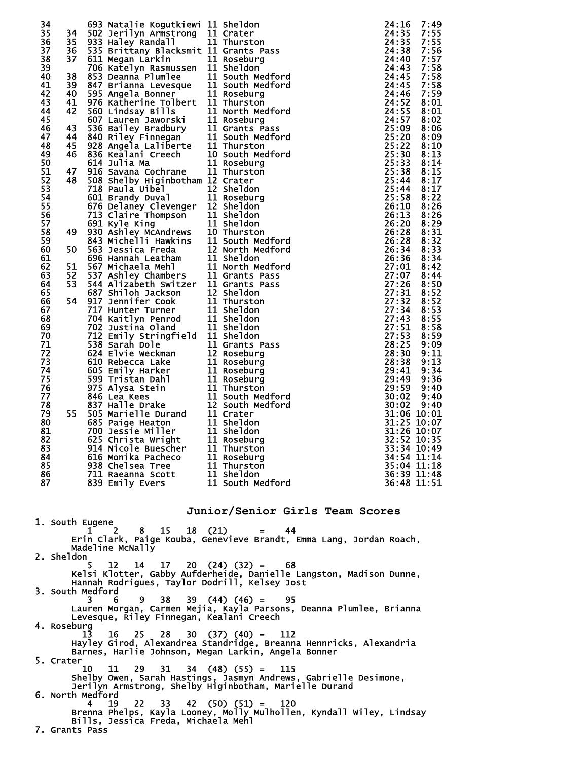| Place | Team Place | Bib | Name | Yr | School | Time | Pace |
|---|---|---|---|---|---|---|---|
| 34 | | 693 | Natalie Kogutkiewi | 11 | Sheldon | 24:16 | 7:49 |
| 35 | 34 | 502 | Jerilyn Armstrong | 11 | Crater | 24:35 | 7:55 |
| 36 | 35 | 933 | Haley Randall | 11 | Thurston | 24:35 | 7:55 |
| 37 | 36 | 535 | Brittany Blacksmit | 11 | Grants Pass | 24:38 | 7:56 |
| 38 | 37 | 611 | Megan Larkin | 11 | Roseburg | 24:40 | 7:57 |
| 39 | | 706 | Katelyn Rasmussen | 11 | Sheldon | 24:43 | 7:58 |
| 40 | 38 | 853 | Deanna Plumlee | 11 | South Medford | 24:45 | 7:58 |
| 41 | 39 | 847 | Brianna Levesque | 11 | South Medford | 24:45 | 7:58 |
| 42 | 40 | 595 | Angela Bonner | 11 | Roseburg | 24:46 | 7:59 |
| 43 | 41 | 976 | Katherine Tolbert | 11 | Thurston | 24:52 | 8:01 |
| 44 | 42 | 560 | Lindsay Bills | 11 | North Medford | 24:55 | 8:01 |
| 45 | | 607 | Lauren Jaworski | 11 | Roseburg | 24:57 | 8:02 |
| 46 | 43 | 536 | Bailey Bradbury | 11 | Grants Pass | 25:09 | 8:06 |
| 47 | 44 | 840 | Riley Finnegan | 11 | South Medford | 25:20 | 8:09 |
| 48 | 45 | 928 | Angela Laliberte | 11 | Thurston | 25:22 | 8:10 |
| 49 | 46 | 836 | Kealani Creech | 10 | South Medford | 25:30 | 8:13 |
| 50 | | 614 | Julia Ma | 11 | Roseburg | 25:33 | 8:14 |
| 51 | 47 | 916 | Savana Cochrane | 11 | Thurston | 25:38 | 8:15 |
| 52 | 48 | 508 | Shelby Higinbotham | 12 | Crater | 25:44 | 8:17 |
| 53 | | 718 | Paula Uibel | 12 | Sheldon | 25:44 | 8:17 |
| 54 | | 601 | Brandy Duval | 11 | Roseburg | 25:58 | 8:22 |
| 55 | | 676 | Delaney Clevenger | 12 | Sheldon | 26:10 | 8:26 |
| 56 | | 713 | Claire Thompson | 11 | Sheldon | 26:13 | 8:26 |
| 57 | | 691 | Kyle King | 11 | Sheldon | 26:20 | 8:29 |
| 58 | 49 | 930 | Ashley McAndrews | 10 | Thurston | 26:28 | 8:31 |
| 59 | | 843 | Michelli Hawkins | 11 | South Medford | 26:28 | 8:32 |
| 60 | 50 | 563 | Jessica Freda | 12 | North Medford | 26:34 | 8:33 |
| 61 | | 696 | Hannah Leatham | 11 | Sheldon | 26:36 | 8:34 |
| 62 | 51 | 567 | Michaela Mehl | 11 | North Medford | 27:01 | 8:42 |
| 63 | 52 | 537 | Ashley Chambers | 11 | Grants Pass | 27:07 | 8:44 |
| 64 | 53 | 544 | Alizabeth Switzer | 11 | Grants Pass | 27:26 | 8:50 |
| 65 | | 687 | Shiloh Jackson | 12 | Sheldon | 27:31 | 8:52 |
| 66 | 54 | 917 | Jennifer Cook | 11 | Thurston | 27:32 | 8:52 |
| 67 | | 717 | Hunter Turner | 11 | Sheldon | 27:34 | 8:53 |
| 68 | | 704 | Kaitlyn Penrod | 11 | Sheldon | 27:43 | 8:55 |
| 69 | | 702 | Justina Oland | 11 | Sheldon | 27:51 | 8:58 |
| 70 | | 712 | Emily Stringfield | 11 | Sheldon | 27:53 | 8:59 |
| 71 | | 538 | Sarah Dole | 11 | Grants Pass | 28:25 | 9:09 |
| 72 | | 624 | Elvie Weckman | 12 | Roseburg | 28:30 | 9:11 |
| 73 | | 610 | Rebecca Lake | 11 | Roseburg | 28:38 | 9:13 |
| 74 | | 605 | Emily Harker | 11 | Roseburg | 29:41 | 9:34 |
| 75 | | 599 | Tristan Dahl | 11 | Roseburg | 29:49 | 9:36 |
| 76 | | 975 | Alysa Stein | 11 | Thurston | 29:59 | 9:40 |
| 77 | | 846 | Lea Kees | 11 | South Medford | 30:02 | 9:40 |
| 78 | | 837 | Halle Drake | 12 | South Medford | 30:02 | 9:40 |
| 79 | 55 | 505 | Marielle Durand | 11 | Crater | 31:06 | 10:01 |
| 80 | | 685 | Paige Heaton | 11 | Sheldon | 31:25 | 10:07 |
| 81 | | 700 | Jessie Miller | 11 | Sheldon | 31:26 | 10:07 |
| 82 | | 625 | Christa Wright | 11 | Roseburg | 32:52 | 10:35 |
| 83 | | 914 | Nicole Buescher | 11 | Thurston | 33:34 | 10:49 |
| 84 | | 616 | Monika Pacheco | 11 | Roseburg | 34:54 | 11:14 |
| 85 | | 938 | Chelsea Tree | 11 | Thurston | 35:04 | 11:18 |
| 86 | | 711 | Raeanna Scott | 11 | Sheldon | 36:39 | 11:48 |
| 87 | | 839 | Emily Evers | 11 | South Medford | 36:48 | 11:51 |

## Junior/Senior Girls Team Scores

1. South Eugene
   1 2 8 15 18 (21) = 44
   Erin Clark, Paige Kouba, Genevieve Brandt, Emma Lang, Jordan Roach, Madeline McNally
2. Sheldon
   5 12 14 17 20 (24) (32) = 68
   Kelsi Klotter, Gabby Aufderheide, Danielle Langston, Madison Dunne, Hannah Rodrigues, Taylor Dodrill, Kelsey Jost
3. South Medford
   3 6 9 38 39 (44) (46) = 95
   Lauren Morgan, Carmen Mejia, Kayla Parsons, Deanna Plumlee, Brianna Levesque, Riley Finnegan, Kealani Creech
4. Roseburg
   13 16 25 28 30 (37) (40) = 112
   Hayley Girod, Alexandrea Standridge, Breanna Hennricks, Alexandria Barnes, Harlie Johnson, Megan Larkin, Angela Bonner
5. Crater
   10 11 29 31 34 (48) (55) = 115
   Shelby Owen, Sarah Hastings, Jasmyn Andrews, Gabrielle Desimone, Jerilyn Armstrong, Shelby Higinbotham, Marielle Durand
6. North Medford
   4 19 22 33 42 (50) (51) = 120
   Brenna Phelps, Kayla Looney, Molly Mulhollen, Kyndall Wiley, Lindsay Bills, Jessica Freda, Michaela Mehl
7. Grants Pass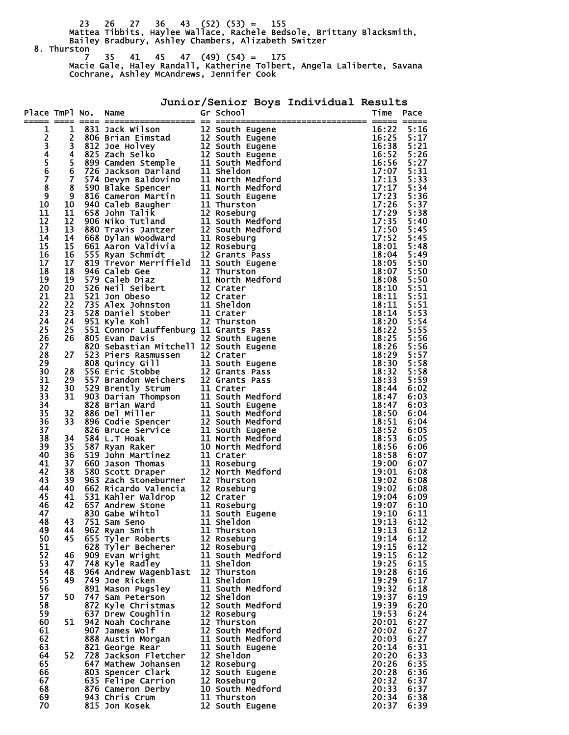23   26   27   36   43  (52) (53) =   155
Mattea Tibbits, Haylee Wallace, Rachele Bedsole, Brittany Blacksmith, Bailey Bradbury, Ashley Chambers, Alizabeth Switzer

8. Thurston
7   35   41   45   47  (49) (54) =   175
Macie Gale, Haley Randall, Katherine Tolbert, Angela Laliberte, Savana Cochrane, Ashley McAndrews, Jennifer Cook

## Junior/Senior Boys Individual Results

| Place | TmPl | No. | Name | Gr | School | Time | Pace |
|---|---|---|---|---|---|---|---|
| 1 | 1 | 831 | Jack Wilson | 12 | South Eugene | 16:22 | 5:16 |
| 2 | 2 | 806 | Brian Eimstad | 12 | South Eugene | 16:25 | 5:17 |
| 3 | 3 | 812 | Joe Holvey | 12 | South Eugene | 16:38 | 5:21 |
| 4 | 4 | 825 | Zach Selko | 12 | South Eugene | 16:52 | 5:26 |
| 5 | 5 | 899 | Camden Stemple | 11 | South Medford | 16:56 | 5:27 |
| 6 | 6 | 726 | Jackson Darland | 11 | Sheldon | 17:07 | 5:31 |
| 7 | 7 | 574 | Devyn Baldovino | 11 | North Medford | 17:13 | 5:33 |
| 8 | 8 | 590 | Blake Spencer | 11 | North Medford | 17:17 | 5:34 |
| 9 | 9 | 816 | Cameron Martin | 11 | South Eugene | 17:23 | 5:36 |
| 10 | 10 | 940 | Caleb Baugher | 11 | Thurston | 17:26 | 5:37 |
| 11 | 11 | 658 | John Talik | 12 | Roseburg | 17:29 | 5:38 |
| 12 | 12 | 906 | Niko Tutland | 11 | South Medford | 17:35 | 5:40 |
| 13 | 13 | 880 | Travis Jantzer | 12 | South Medford | 17:50 | 5:45 |
| 14 | 14 | 668 | Dylan Woodward | 11 | Roseburg | 17:52 | 5:45 |
| 15 | 15 | 661 | Aaron Valdivia | 12 | Roseburg | 18:01 | 5:48 |
| 16 | 16 | 555 | Ryan Schmidt | 12 | Grants Pass | 18:04 | 5:49 |
| 17 | 17 | 819 | Trevor Merrifield | 11 | South Eugene | 18:05 | 5:50 |
| 18 | 18 | 946 | Caleb Gee | 12 | Thurston | 18:07 | 5:50 |
| 19 | 19 | 579 | Caleb Diaz | 11 | North Medford | 18:08 | 5:50 |
| 20 | 20 | 526 | Neil Seibert | 12 | Crater | 18:10 | 5:51 |
| 21 | 21 | 521 | Jon Obeso | 12 | Crater | 18:11 | 5:51 |
| 22 | 22 | 735 | Alex Johnston | 11 | Sheldon | 18:11 | 5:51 |
| 23 | 23 | 528 | Daniel Stober | 11 | Crater | 18:14 | 5:53 |
| 24 | 24 | 951 | Kyle Kohl | 12 | Thurston | 18:20 | 5:54 |
| 25 | 25 | 551 | Connor Lauffenburg | 11 | Grants Pass | 18:22 | 5:55 |
| 26 | 26 | 805 | Evan Davis | 12 | South Eugene | 18:25 | 5:56 |
| 27 | | 820 | Sebastian Mitchell | 12 | South Eugene | 18:26 | 5:56 |
| 28 | 27 | 523 | Piers Rasmussen | 12 | Crater | 18:29 | 5:57 |
| 29 | | 808 | Quincy Gill | 11 | South Eugene | 18:30 | 5:58 |
| 30 | 28 | 556 | Eric Stobbe | 12 | Grants Pass | 18:32 | 5:58 |
| 31 | 29 | 557 | Brandon Weichers | 12 | Grants Pass | 18:33 | 5:59 |
| 32 | 30 | 529 | Brently Strum | 11 | Crater | 18:44 | 6:02 |
| 33 | 31 | 903 | Darian Thompson | 11 | South Medford | 18:47 | 6:03 |
| 34 | | 828 | Brian Ward | 11 | South Eugene | 18:47 | 6:03 |
| 35 | 32 | 886 | Del Miller | 11 | South Medford | 18:50 | 6:04 |
| 36 | 33 | 896 | Codie Spencer | 12 | South Medford | 18:51 | 6:04 |
| 37 | | 826 | Bruce Service | 11 | South Eugene | 18:52 | 6:05 |
| 38 | 34 | 584 | L.T Hoak | 11 | North Medford | 18:53 | 6:05 |
| 39 | 35 | 587 | Ryan Raker | 10 | North Medford | 18:56 | 6:06 |
| 40 | 36 | 519 | John Martinez | 11 | Crater | 18:58 | 6:07 |
| 41 | 37 | 660 | Jason Thomas | 11 | Roseburg | 19:00 | 6:07 |
| 42 | 38 | 580 | Scott Draper | 12 | North Medford | 19:01 | 6:08 |
| 43 | 39 | 963 | Zach Stoneburner | 12 | Thurston | 19:02 | 6:08 |
| 44 | 40 | 662 | Ricardo Valencia | 12 | Roseburg | 19:02 | 6:08 |
| 45 | 41 | 531 | Kahler Waldrop | 12 | Crater | 19:04 | 6:09 |
| 46 | 42 | 657 | Andrew Stone | 11 | Roseburg | 19:07 | 6:10 |
| 47 | | 830 | Gabe Wihtol | 11 | South Eugene | 19:10 | 6:11 |
| 48 | 43 | 751 | Sam Seno | 11 | Sheldon | 19:13 | 6:12 |
| 49 | 44 | 962 | Ryan Smith | 11 | Thurston | 19:13 | 6:12 |
| 50 | 45 | 655 | Tyler Roberts | 12 | Roseburg | 19:14 | 6:12 |
| 51 | | 628 | Tyler Becherer | 12 | Roseburg | 19:15 | 6:12 |
| 52 | 46 | 909 | Evan Wright | 11 | South Medford | 19:15 | 6:12 |
| 53 | 47 | 748 | Kyle Radley | 11 | Sheldon | 19:25 | 6:15 |
| 54 | 48 | 964 | Andrew Wagenblast | 12 | Thurston | 19:28 | 6:16 |
| 55 | 49 | 749 | Joe Ricken | 11 | Sheldon | 19:29 | 6:17 |
| 56 | | 891 | Mason Pugsley | 11 | South Medford | 19:32 | 6:18 |
| 57 | 50 | 747 | Sam Peterson | 12 | Sheldon | 19:37 | 6:19 |
| 58 | | 872 | Kyle Christmas | 12 | South Medford | 19:39 | 6:20 |
| 59 | | 637 | Drew Coughlin | 12 | Roseburg | 19:53 | 6:24 |
| 60 | 51 | 942 | Noah Cochrane | 12 | Thurston | 20:01 | 6:27 |
| 61 | | 907 | James Wolf | 12 | South Medford | 20:02 | 6:27 |
| 62 | | 888 | Austin Morgan | 11 | South Medford | 20:03 | 6:27 |
| 63 | | 821 | George Rear | 11 | South Eugene | 20:14 | 6:31 |
| 64 | 52 | 728 | Jackson Fletcher | 12 | Sheldon | 20:20 | 6:33 |
| 65 | | 647 | Mathew Johansen | 12 | Roseburg | 20:26 | 6:35 |
| 66 | | 803 | Spencer Clark | 12 | South Eugene | 20:28 | 6:36 |
| 67 | | 635 | Felipe Carrion | 12 | Roseburg | 20:32 | 6:37 |
| 68 | | 876 | Cameron Derby | 10 | South Medford | 20:33 | 6:37 |
| 69 | | 943 | Chris Crum | 11 | Thurston | 20:34 | 6:38 |
| 70 | | 815 | Jon Kosek | 12 | South Eugene | 20:37 | 6:39 |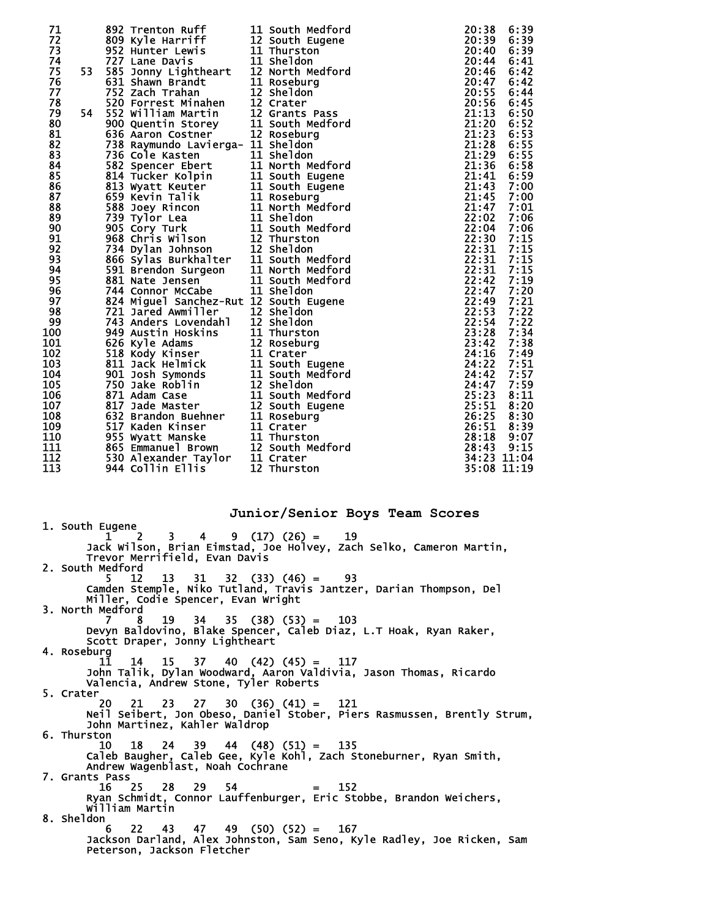| | | | | | | |
|---|---|---|---|---|---|---|
| 71 | | 892 Trenton Ruff | 11 South Medford | | 20:38 | 6:39 |
| 72 | | 809 Kyle Harriff | 12 South Eugene | | 20:39 | 6:39 |
| 73 | | 952 Hunter Lewis | 11 Thurston | | 20:40 | 6:39 |
| 74 | | 727 Lane Davis | 11 Sheldon | | 20:44 | 6:41 |
| 75 | 53 | 585 Jonny Lightheart | 12 North Medford | | 20:46 | 6:42 |
| 76 | | 631 Shawn Brandt | 11 Roseburg | | 20:47 | 6:42 |
| 77 | | 752 Zach Trahan | 12 Sheldon | | 20:55 | 6:44 |
| 78 | | 520 Forrest Minahen | 12 Crater | | 20:56 | 6:45 |
| 79 | 54 | 552 William Martin | 12 Grants Pass | | 21:13 | 6:50 |
| 80 | | 900 Quentin Storey | 11 South Medford | | 21:20 | 6:52 |
| 81 | | 636 Aaron Costner | 12 Roseburg | | 21:23 | 6:53 |
| 82 | | 738 Raymundo Lavierga- | 11 Sheldon | | 21:28 | 6:55 |
| 83 | | 736 Cole Kasten | 11 Sheldon | | 21:29 | 6:55 |
| 84 | | 582 Spencer Ebert | 11 North Medford | | 21:36 | 6:58 |
| 85 | | 814 Tucker Kolpin | 11 South Eugene | | 21:41 | 6:59 |
| 86 | | 813 Wyatt Keuter | 11 South Eugene | | 21:43 | 7:00 |
| 87 | | 659 Kevin Talik | 11 Roseburg | | 21:45 | 7:00 |
| 88 | | 588 Joey Rincon | 11 North Medford | | 21:47 | 7:01 |
| 89 | | 739 Tylor Lea | 11 Sheldon | | 22:02 | 7:06 |
| 90 | | 905 Cory Turk | 11 South Medford | | 22:04 | 7:06 |
| 91 | | 968 Chris Wilson | 12 Thurston | | 22:30 | 7:15 |
| 92 | | 734 Dylan Johnson | 12 Sheldon | | 22:31 | 7:15 |
| 93 | | 866 Sylas Burkhalter | 11 South Medford | | 22:31 | 7:15 |
| 94 | | 591 Brendon Surgeon | 11 North Medford | | 22:31 | 7:15 |
| 95 | | 881 Nate Jensen | 11 South Medford | | 22:42 | 7:19 |
| 96 | | 744 Connor McCabe | 11 Sheldon | | 22:47 | 7:20 |
| 97 | | 824 Miguel Sanchez-Rut | 12 South Eugene | | 22:49 | 7:21 |
| 98 | | 721 Jared Awmiller | 12 Sheldon | | 22:53 | 7:22 |
| 99 | | 743 Anders Lovendahl | 12 Sheldon | | 22:54 | 7:22 |
| 100 | | 949 Austin Hoskins | 11 Thurston | | 23:28 | 7:34 |
| 101 | | 626 Kyle Adams | 12 Roseburg | | 23:42 | 7:38 |
| 102 | | 518 Kody Kinser | 11 Crater | | 24:16 | 7:49 |
| 103 | | 811 Jack Helmick | 11 South Eugene | | 24:22 | 7:51 |
| 104 | | 901 Josh Symonds | 11 South Medford | | 24:42 | 7:57 |
| 105 | | 750 Jake Roblin | 12 Sheldon | | 24:47 | 7:59 |
| 106 | | 871 Adam Case | 11 South Medford | | 25:23 | 8:11 |
| 107 | | 817 Jade Master | 12 South Eugene | | 25:51 | 8:20 |
| 108 | | 632 Brandon Buehner | 11 Roseburg | | 26:25 | 8:30 |
| 109 | | 517 Kaden Kinser | 11 Crater | | 26:51 | 8:39 |
| 110 | | 955 Wyatt Manske | 11 Thurston | | 28:18 | 9:07 |
| 111 | | 865 Emmanuel Brown | 12 South Medford | | 28:43 | 9:15 |
| 112 | | 530 Alexander Taylor | 11 Crater | | 34:23 | 11:04 |
| 113 | | 944 Collin Ellis | 12 Thurston | | 35:08 | 11:19 |

## Junior/Senior Boys Team Scores

1. South Eugene
   1 2 3 4 9 (17) (26) = 19
   Jack Wilson, Brian Eimstad, Joe Holvey, Zach Selko, Cameron Martin, Trevor Merrifield, Evan Davis
2. South Medford
   5 12 13 31 32 (33) (46) = 93
   Camden Stemple, Niko Tutland, Travis Jantzer, Darian Thompson, Del Miller, Codie Spencer, Evan Wright
3. North Medford
   7 8 19 34 35 (38) (53) = 103
   Devyn Baldovino, Blake Spencer, Caleb Diaz, L.T Hoak, Ryan Raker, Scott Draper, Jonny Lightheart
4. Roseburg
   11 14 15 37 40 (42) (45) = 117
   John Talik, Dylan Woodward, Aaron Valdivia, Jason Thomas, Ricardo Valencia, Andrew Stone, Tyler Roberts
5. Crater
   20 21 23 27 30 (36) (41) = 121
   Neil Seibert, Jon Obeso, Daniel Stober, Piers Rasmussen, Brently Strum, John Martinez, Kahler Waldrop
6. Thurston
   10 18 24 39 44 (48) (51) = 135
   Caleb Baugher, Caleb Gee, Kyle Kohl, Zach Stoneburner, Ryan Smith, Andrew Wagenblast, Noah Cochrane
7. Grants Pass
   16 25 28 29 54 = 152
   Ryan Schmidt, Connor Lauffenburger, Eric Stobbe, Brandon Weichers, William Martin
8. Sheldon
   6 22 43 47 49 (50) (52) = 167
   Jackson Darland, Alex Johnston, Sam Seno, Kyle Radley, Joe Ricken, Sam Peterson, Jackson Fletcher